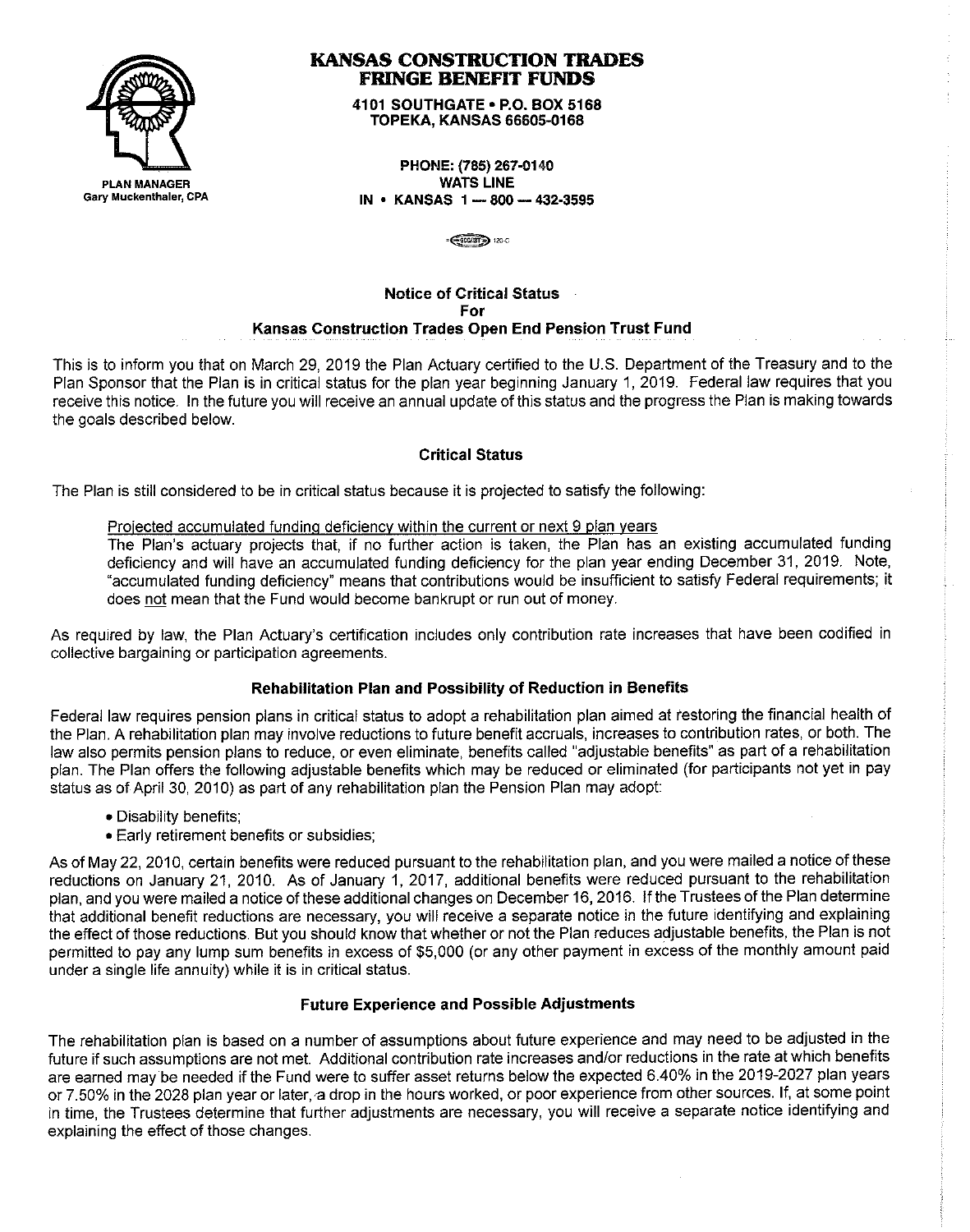**PLAN MANAGER**
Gary Muckenthaler, CPA

# KANSAS CONSTRUCTION TRADES FRINGE BENEFIT FUNDS

**4101 SOUTHGATE • P.O. BOX 5168**
**TOPEKA, KANSAS 66605-0168**

**PHONE: (785) 267-0140**
**WATS LINE**
**IN • KANSAS 1 — 800 — 432-3595**

## Notice of Critical Status For Kansas Construction Trades Open End Pension Trust Fund

This is to inform you that on March 29, 2019 the Plan Actuary certified to the U.S. Department of the Treasury and to the Plan Sponsor that the Plan is in critical status for the plan year beginning January 1, 2019. Federal law requires that you receive this notice. In the future you will receive an annual update of this status and the progress the Plan is making towards the goals described below.

### Critical Status

The Plan is still considered to be in critical status because it is projected to satisfy the following:

Projected accumulated funding deficiency within the current or next 9 plan years
The Plan's actuary projects that, if no further action is taken, the Plan has an existing accumulated funding deficiency and will have an accumulated funding deficiency for the plan year ending December 31, 2019. Note, "accumulated funding deficiency" means that contributions would be insufficient to satisfy Federal requirements; it does not mean that the Fund would become bankrupt or run out of money.

As required by law, the Plan Actuary's certification includes only contribution rate increases that have been codified in collective bargaining or participation agreements.

### Rehabilitation Plan and Possibility of Reduction in Benefits

Federal law requires pension plans in critical status to adopt a rehabilitation plan aimed at restoring the financial health of the Plan. A rehabilitation plan may involve reductions to future benefit accruals, increases to contribution rates, or both. The law also permits pension plans to reduce, or even eliminate, benefits called "adjustable benefits" as part of a rehabilitation plan. The Plan offers the following adjustable benefits which may be reduced or eliminated (for participants not yet in pay status as of April 30, 2010) as part of any rehabilitation plan the Pension Plan may adopt:

- Disability benefits;
- Early retirement benefits or subsidies;

As of May 22, 2010, certain benefits were reduced pursuant to the rehabilitation plan, and you were mailed a notice of these reductions on January 21, 2010. As of January 1, 2017, additional benefits were reduced pursuant to the rehabilitation plan, and you were mailed a notice of these additional changes on December 16, 2016. If the Trustees of the Plan determine that additional benefit reductions are necessary, you will receive a separate notice in the future identifying and explaining the effect of those reductions. But you should know that whether or not the Plan reduces adjustable benefits, the Plan is not permitted to pay any lump sum benefits in excess of $5,000 (or any other payment in excess of the monthly amount paid under a single life annuity) while it is in critical status.

### Future Experience and Possible Adjustments

The rehabilitation plan is based on a number of assumptions about future experience and may need to be adjusted in the future if such assumptions are not met. Additional contribution rate increases and/or reductions in the rate at which benefits are earned may be needed if the Fund were to suffer asset returns below the expected 6.40% in the 2019-2027 plan years or 7.50% in the 2028 plan year or later, a drop in the hours worked, or poor experience from other sources. If, at some point in time, the Trustees determine that further adjustments are necessary, you will receive a separate notice identifying and explaining the effect of those changes.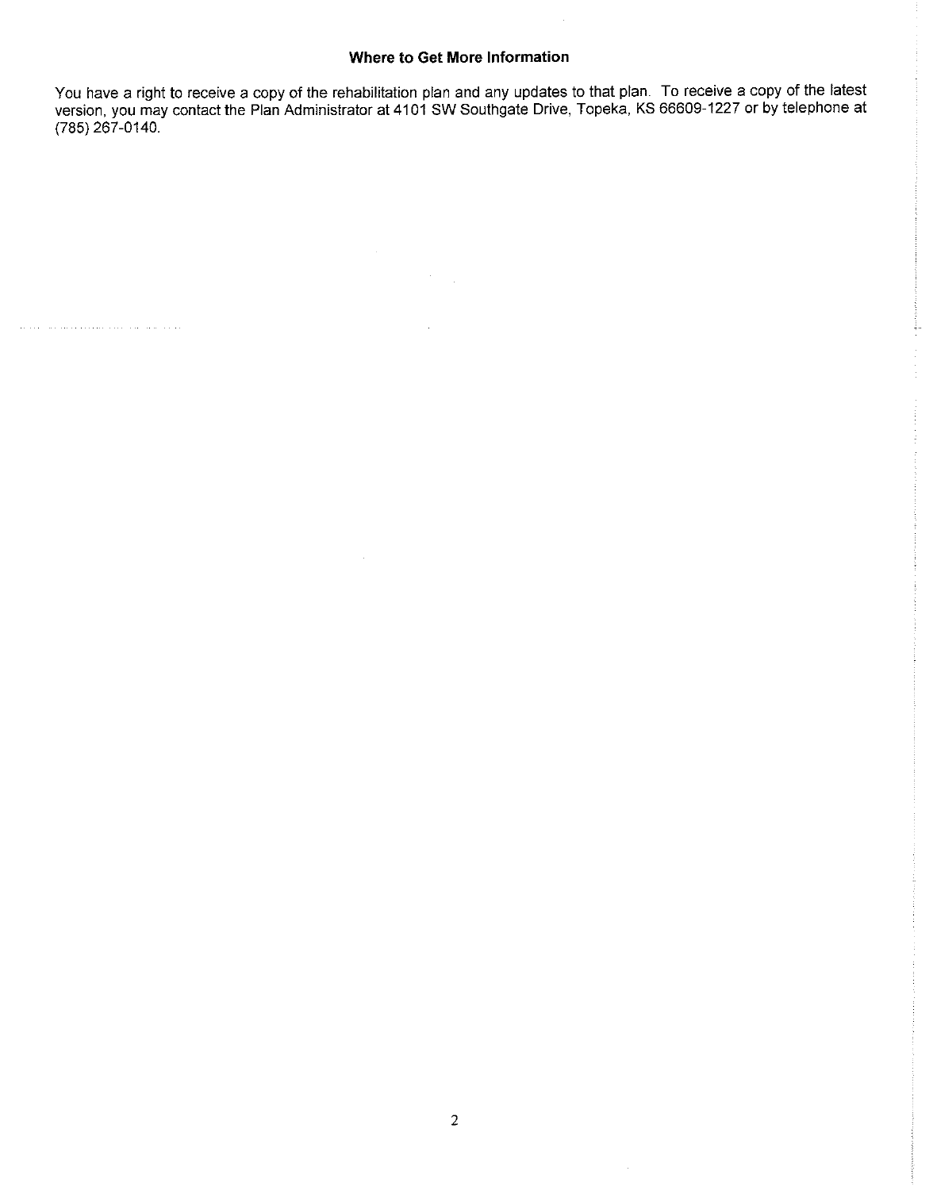## Where to Get More Information

You have a right to receive a copy of the rehabilitation plan and any updates to that plan. To receive a copy of the latest version, you may contact the Plan Administrator at 4101 SW Southgate Drive, Topeka, KS 66609-1227 or by telephone at (785) 267-0140.